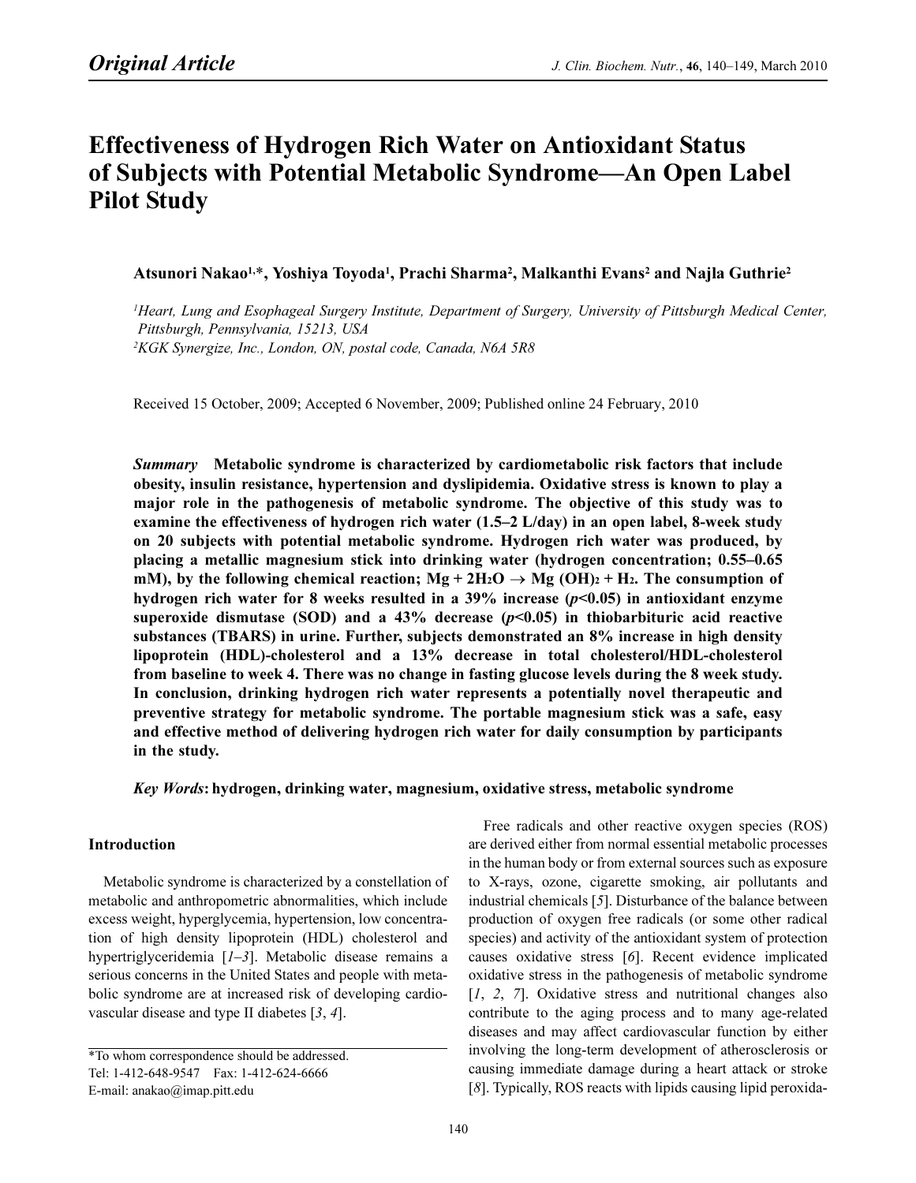*Original Article*

# Effectiveness of Hydrogen Rich Water on Antioxidant Status of Subjects with Potential Metabolic Syndrome—An Open Label Pilot Study

**Atsunori Nakao[1,]*, Yoshiya Toyoda[1], Prachi Sharma[2], Malkanthi Evans[2] and Najla Guthrie[2]**

[1]*Heart, Lung and Esophageal Surgery Institute, Department of Surgery, University of Pittsburgh Medical Center, Pittsburgh, Pennsylvania, 15213, USA*
[2]*KGK Synergize, Inc., London, ON, postal code, Canada, N6A 5R8*

Received 15 October, 2009; Accepted 6 November, 2009; Published online 24 February, 2010

***Summary*** **Metabolic syndrome is characterized by cardiometabolic risk factors that include obesity, insulin resistance, hypertension and dyslipidemia. Oxidative stress is known to play a major role in the pathogenesis of metabolic syndrome. The objective of this study was to examine the effectiveness of hydrogen rich water (1.5–2 L/day) in an open label, 8-week study on 20 subjects with potential metabolic syndrome. Hydrogen rich water was produced, by placing a metallic magnesium stick into drinking water (hydrogen concentration; 0.55–0.65 mM), by the following chemical reaction; $Mg + 2H_2O \rightarrow Mg(OH)_2 + H_2$. The consumption of hydrogen rich water for 8 weeks resulted in a 39% increase ($p<0.05$) in antioxidant enzyme superoxide dismutase (SOD) and a 43% decrease ($p<0.05$) in thiobarbituric acid reactive substances (TBARS) in urine. Further, subjects demonstrated an 8% increase in high density lipoprotein (HDL)-cholesterol and a 13% decrease in total cholesterol/HDL-cholesterol from baseline to week 4. There was no change in fasting glucose levels during the 8 week study. In conclusion, drinking hydrogen rich water represents a potentially novel therapeutic and preventive strategy for metabolic syndrome. The portable magnesium stick was a safe, easy and effective method of delivering hydrogen rich water for daily consumption by participants in the study.**

***Key Words*****: hydrogen, drinking water, magnesium, oxidative stress, metabolic syndrome**

## Introduction

Metabolic syndrome is characterized by a constellation of metabolic and anthropometric abnormalities, which include excess weight, hyperglycemia, hypertension, low concentration of high density lipoprotein (HDL) cholesterol and hypertriglyceridemia [*1–3*]. Metabolic disease remains a serious concerns in the United States and people with metabolic syndrome are at increased risk of developing cardiovascular disease and type II diabetes [*3*, *4*].

Free radicals and other reactive oxygen species (ROS) are derived either from normal essential metabolic processes in the human body or from external sources such as exposure to X-rays, ozone, cigarette smoking, air pollutants and industrial chemicals [*5*]. Disturbance of the balance between production of oxygen free radicals (or some other radical species) and activity of the antioxidant system of protection causes oxidative stress [*6*]. Recent evidence implicated oxidative stress in the pathogenesis of metabolic syndrome [*1*, *2*, *7*]. Oxidative stress and nutritional changes also contribute to the aging process and to many age-related diseases and may affect cardiovascular function by either involving the long-term development of atherosclerosis or causing immediate damage during a heart attack or stroke [*8*]. Typically, ROS reacts with lipids causing lipid peroxida-

*To whom correspondence should be addressed.
Tel: 1-412-648-9547 Fax: 1-412-624-6666
E-mail: anakao@imap.pitt.edu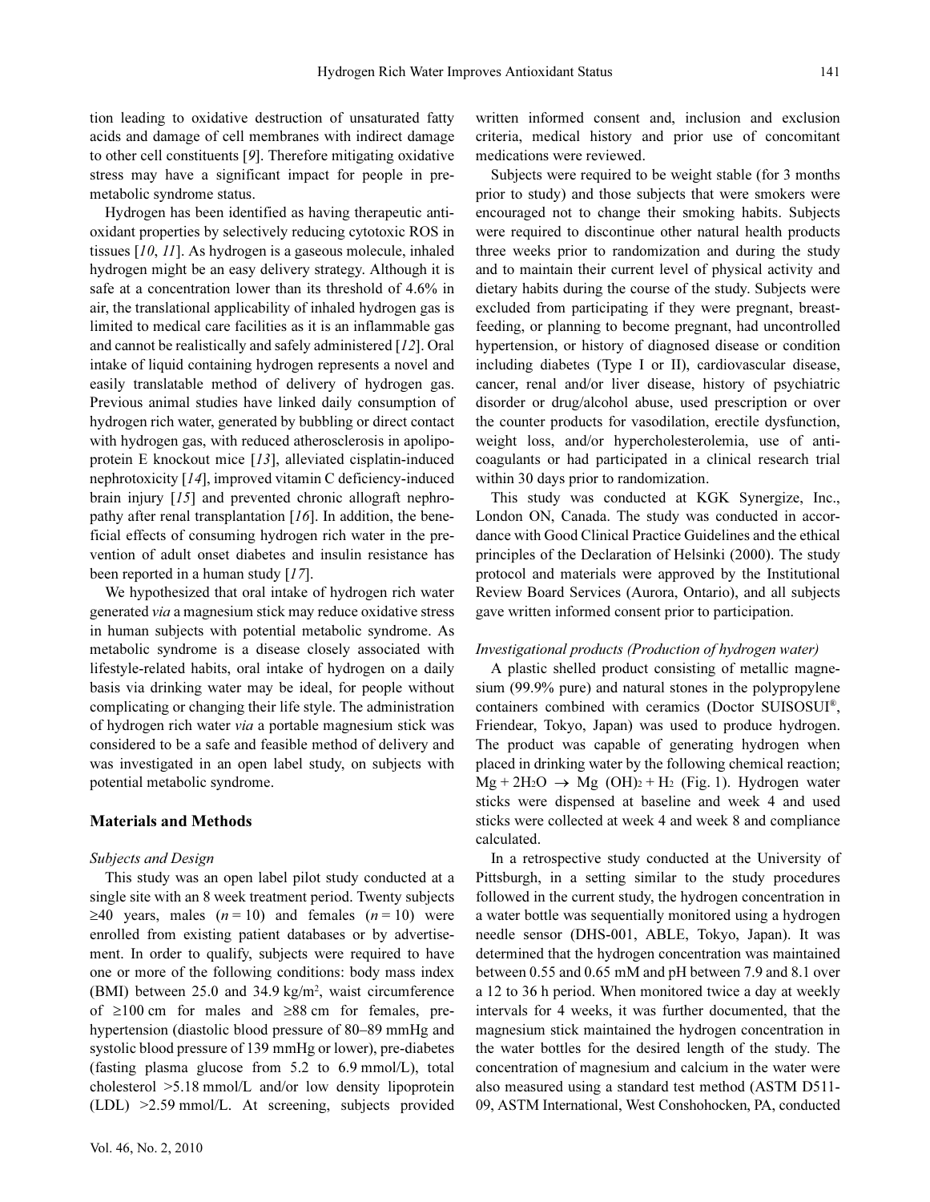tion leading to oxidative destruction of unsaturated fatty acids and damage of cell membranes with indirect damage to other cell constituents [*9*]. Therefore mitigating oxidative stress may have a significant impact for people in pre-metabolic syndrome status.

Hydrogen has been identified as having therapeutic antioxidant properties by selectively reducing cytotoxic ROS in tissues [*10*, *11*]. As hydrogen is a gaseous molecule, inhaled hydrogen might be an easy delivery strategy. Although it is safe at a concentration lower than its threshold of 4.6% in air, the translational applicability of inhaled hydrogen gas is limited to medical care facilities as it is an inflammable gas and cannot be realistically and safely administered [*12*]. Oral intake of liquid containing hydrogen represents a novel and easily translatable method of delivery of hydrogen gas. Previous animal studies have linked daily consumption of hydrogen rich water, generated by bubbling or direct contact with hydrogen gas, with reduced atherosclerosis in apolipoprotein E knockout mice [*13*], alleviated cisplatin-induced nephrotoxicity [*14*], improved vitamin C deficiency-induced brain injury [*15*] and prevented chronic allograft nephropathy after renal transplantation [*16*]. In addition, the beneficial effects of consuming hydrogen rich water in the prevention of adult onset diabetes and insulin resistance has been reported in a human study [*17*].

We hypothesized that oral intake of hydrogen rich water generated *via* a magnesium stick may reduce oxidative stress in human subjects with potential metabolic syndrome. As metabolic syndrome is a disease closely associated with lifestyle-related habits, oral intake of hydrogen on a daily basis via drinking water may be ideal, for people without complicating or changing their life style. The administration of hydrogen rich water *via* a portable magnesium stick was considered to be a safe and feasible method of delivery and was investigated in an open label study, on subjects with potential metabolic syndrome.

## Materials and Methods

### *Subjects and Design*

This study was an open label pilot study conducted at a single site with an 8 week treatment period. Twenty subjects ≥40 years, males ($n = 10$) and females ($n = 10$) were enrolled from existing patient databases or by advertisement. In order to qualify, subjects were required to have one or more of the following conditions: body mass index (BMI) between 25.0 and 34.9 kg/m$^2$, waist circumference of ≥100 cm for males and ≥88 cm for females, pre-hypertension (diastolic blood pressure of 80–89 mmHg and systolic blood pressure of 139 mmHg or lower), pre-diabetes (fasting plasma glucose from 5.2 to 6.9 mmol/L), total cholesterol >5.18 mmol/L and/or low density lipoprotein (LDL) >2.59 mmol/L. At screening, subjects provided written informed consent and, inclusion and exclusion criteria, medical history and prior use of concomitant medications were reviewed.

Subjects were required to be weight stable (for 3 months prior to study) and those subjects that were smokers were encouraged not to change their smoking habits. Subjects were required to discontinue other natural health products three weeks prior to randomization and during the study and to maintain their current level of physical activity and dietary habits during the course of the study. Subjects were excluded from participating if they were pregnant, breast-feeding, or planning to become pregnant, had uncontrolled hypertension, or history of diagnosed disease or condition including diabetes (Type I or II), cardiovascular disease, cancer, renal and/or liver disease, history of psychiatric disorder or drug/alcohol abuse, used prescription or over the counter products for vasodilation, erectile dysfunction, weight loss, and/or hypercholesterolemia, use of anti-coagulants or had participated in a clinical research trial within 30 days prior to randomization.

This study was conducted at KGK Synergize, Inc., London ON, Canada. The study was conducted in accordance with Good Clinical Practice Guidelines and the ethical principles of the Declaration of Helsinki (2000). The study protocol and materials were approved by the Institutional Review Board Services (Aurora, Ontario), and all subjects gave written informed consent prior to participation.

### *Investigational products (Production of hydrogen water)*

A plastic shelled product consisting of metallic magnesium (99.9% pure) and natural stones in the polypropylene containers combined with ceramics (Doctor SUISOSUI®, Friendear, Tokyo, Japan) was used to produce hydrogen. The product was capable of generating hydrogen when placed in drinking water by the following chemical reaction; $Mg + 2H_2O \rightarrow Mg(OH)_2 + H_2$ (Fig. 1). Hydrogen water sticks were dispensed at baseline and week 4 and used sticks were collected at week 4 and week 8 and compliance calculated.

In a retrospective study conducted at the University of Pittsburgh, in a setting similar to the study procedures followed in the current study, the hydrogen concentration in a water bottle was sequentially monitored using a hydrogen needle sensor (DHS-001, ABLE, Tokyo, Japan). It was determined that the hydrogen concentration was maintained between 0.55 and 0.65 mM and pH between 7.9 and 8.1 over a 12 to 36 h period. When monitored twice a day at weekly intervals for 4 weeks, it was further documented, that the magnesium stick maintained the hydrogen concentration in the water bottles for the desired length of the study. The concentration of magnesium and calcium in the water were also measured using a standard test method (ASTM D511-09, ASTM International, West Conshohocken, PA, conducted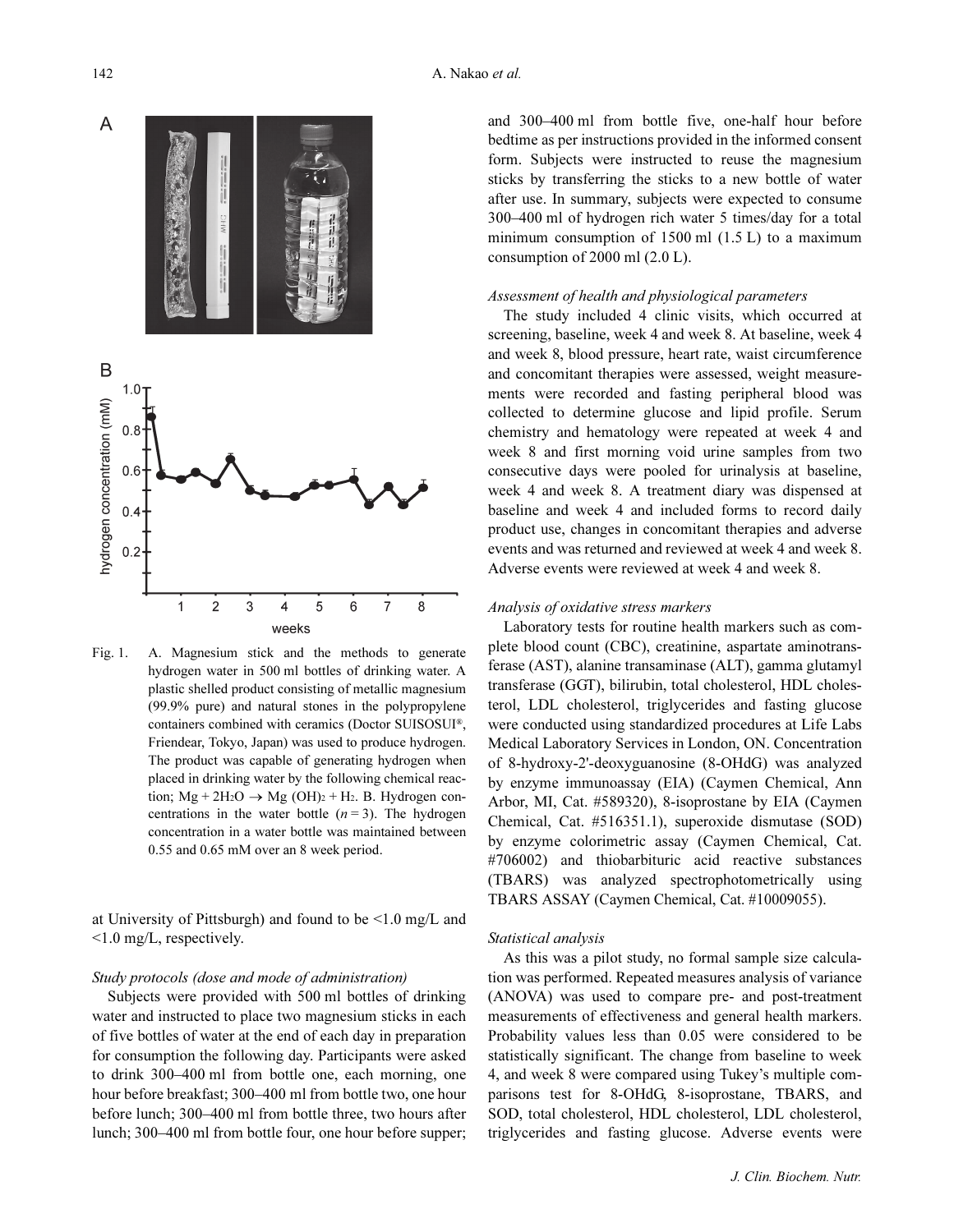Fig. 1. A. Magnesium stick and the methods to generate hydrogen water in 500 ml bottles of drinking water. A plastic shelled product consisting of metallic magnesium (99.9% pure) and natural stones in the polypropylene containers combined with ceramics (Doctor SUISOSUI®, Friendear, Tokyo, Japan) was used to produce hydrogen. The product was capable of generating hydrogen when placed in drinking water by the following chemical reaction; $Mg + 2H_2O \rightarrow Mg(OH)_2 + H_2$. B. Hydrogen concentrations in the water bottle ($n = 3$). The hydrogen concentration in a water bottle was maintained between 0.55 and 0.65 mM over an 8 week period.

at University of Pittsburgh) and found to be <1.0 mg/L and <1.0 mg/L, respectively.

### *Study protocols (dose and mode of administration)*

Subjects were provided with 500 ml bottles of drinking water and instructed to place two magnesium sticks in each of five bottles of water at the end of each day in preparation for consumption the following day. Participants were asked to drink 300–400 ml from bottle one, each morning, one hour before breakfast; 300–400 ml from bottle two, one hour before lunch; 300–400 ml from bottle three, two hours after lunch; 300–400 ml from bottle four, one hour before supper; and 300–400 ml from bottle five, one-half hour before bedtime as per instructions provided in the informed consent form. Subjects were instructed to reuse the magnesium sticks by transferring the sticks to a new bottle of water after use. In summary, subjects were expected to consume 300–400 ml of hydrogen rich water 5 times/day for a total minimum consumption of 1500 ml (1.5 L) to a maximum consumption of 2000 ml (2.0 L).

### *Assessment of health and physiological parameters*

The study included 4 clinic visits, which occurred at screening, baseline, week 4 and week 8. At baseline, week 4 and week 8, blood pressure, heart rate, waist circumference and concomitant therapies were assessed, weight measurements were recorded and fasting peripheral blood was collected to determine glucose and lipid profile. Serum chemistry and hematology were repeated at week 4 and week 8 and first morning void urine samples from two consecutive days were pooled for urinalysis at baseline, week 4 and week 8. A treatment diary was dispensed at baseline and week 4 and included forms to record daily product use, changes in concomitant therapies and adverse events and was returned and reviewed at week 4 and week 8. Adverse events were reviewed at week 4 and week 8.

### *Analysis of oxidative stress markers*

Laboratory tests for routine health markers such as complete blood count (CBC), creatinine, aspartate aminotransferase (AST), alanine transaminase (ALT), gamma glutamyl transferase (GGT), bilirubin, total cholesterol, HDL cholesterol, LDL cholesterol, triglycerides and fasting glucose were conducted using standardized procedures at Life Labs Medical Laboratory Services in London, ON. Concentration of 8-hydroxy-2'-deoxyguanosine (8-OHdG) was analyzed by enzyme immunoassay (EIA) (Caymen Chemical, Ann Arbor, MI, Cat. #589320), 8-isoprostane by EIA (Caymen Chemical, Cat. #516351.1), superoxide dismutase (SOD) by enzyme colorimetric assay (Caymen Chemical, Cat. #706002) and thiobarbituric acid reactive substances (TBARS) was analyzed spectrophotometrically using TBARS ASSAY (Caymen Chemical, Cat. #10009055).

### *Statistical analysis*

As this was a pilot study, no formal sample size calculation was performed. Repeated measures analysis of variance (ANOVA) was used to compare pre- and post-treatment measurements of effectiveness and general health markers. Probability values less than 0.05 were considered to be statistically significant. The change from baseline to week 4, and week 8 were compared using Tukey's multiple comparisons test for 8-OHdG, 8-isoprostane, TBARS, and SOD, total cholesterol, HDL cholesterol, LDL cholesterol, triglycerides and fasting glucose. Adverse events were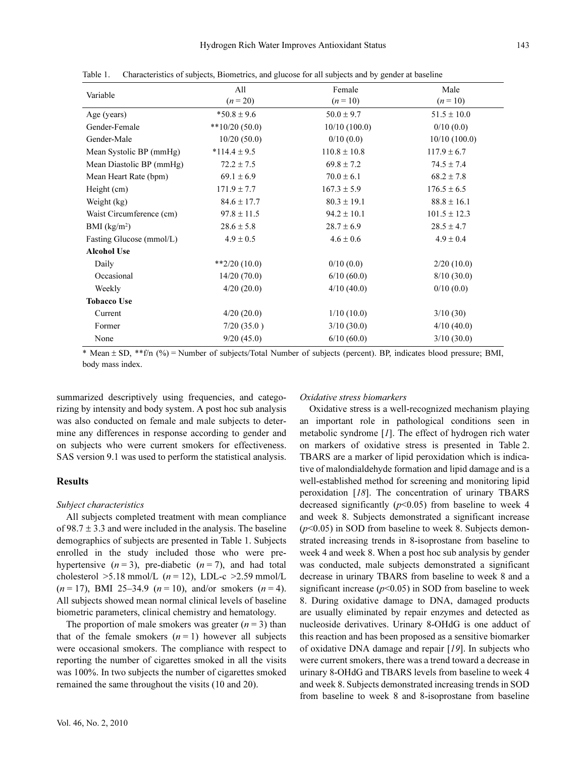Table 1. Characteristics of subjects, Biometrics, and glucose for all subjects and by gender at baseline

| Variable | All ($n = 20$) | Female ($n = 10$) | Male ($n = 10$) |
|---|---|---|---|
| Age (years) | *50.8 ± 9.6 | 50.0 ± 9.7 | 51.5 ± 10.0 |
| Gender-Female | **10/20 (50.0) | 10/10 (100.0) | 0/10 (0.0) |
| Gender-Male | 10/20 (50.0) | 0/10 (0.0) | 10/10 (100.0) |
| Mean Systolic BP (mmHg) | *114.4 ± 9.5 | 110.8 ± 10.8 | 117.9 ± 6.7 |
| Mean Diastolic BP (mmHg) | 72.2 ± 7.5 | 69.8 ± 7.2 | 74.5 ± 7.4 |
| Mean Heart Rate (bpm) | 69.1 ± 6.9 | 70.0 ± 6.1 | 68.2 ± 7.8 |
| Height (cm) | 171.9 ± 7.7 | 167.3 ± 5.9 | 176.5 ± 6.5 |
| Weight (kg) | 84.6 ± 17.7 | 80.3 ± 19.1 | 88.8 ± 16.1 |
| Waist Circumference (cm) | 97.8 ± 11.5 | 94.2 ± 10.1 | 101.5 ± 12.3 |
| BMI (kg/m$^2$) | 28.6 ± 5.8 | 28.7 ± 6.9 | 28.5 ± 4.7 |
| Fasting Glucose (mmol/L) | 4.9 ± 0.5 | 4.6 ± 0.6 | 4.9 ± 0.4 |
| **Alcohol Use** | | | |
| Daily | **2/20 (10.0) | 0/10 (0.0) | 2/20 (10.0) |
| Occasional | 14/20 (70.0) | 6/10 (60.0) | 8/10 (30.0) |
| Weekly | 4/20 (20.0) | 4/10 (40.0) | 0/10 (0.0) |
| **Tobacco Use** | | | |
| Current | 4/20 (20.0) | 1/10 (10.0) | 3/10 (30) |
| Former | 7/20 (35.0 ) | 3/10 (30.0) | 4/10 (40.0) |
| None | 9/20 (45.0) | 6/10 (60.0) | 3/10 (30.0) |

* Mean ± SD, **f/n (%) = Number of subjects/Total Number of subjects (percent). BP, indicates blood pressure; BMI, body mass index.

summarized descriptively using frequencies, and categorizing by intensity and body system. A post hoc sub analysis was also conducted on female and male subjects to determine any differences in response according to gender and on subjects who were current smokers for effectiveness. SAS version 9.1 was used to perform the statistical analysis.

## Results

*Subject characteristics*

All subjects completed treatment with mean compliance of 98.7 ± 3.3 and were included in the analysis. The baseline demographics of subjects are presented in Table 1. Subjects enrolled in the study included those who were prehypertensive ($n = 3$), pre-diabetic ($n = 7$), and had total cholesterol >5.18 mmol/L ($n = 12$), LDL-c >2.59 mmol/L ($n = 17$), BMI 25–34.9 ($n = 10$), and/or smokers ($n = 4$). All subjects showed mean normal clinical levels of baseline biometric parameters, clinical chemistry and hematology.

The proportion of male smokers was greater ($n = 3$) than that of the female smokers ($n = 1$) however all subjects were occasional smokers. The compliance with respect to reporting the number of cigarettes smoked in all the visits was 100%. In two subjects the number of cigarettes smoked remained the same throughout the visits (10 and 20).

*Oxidative stress biomarkers*

Oxidative stress is a well-recognized mechanism playing an important role in pathological conditions seen in metabolic syndrome [1]. The effect of hydrogen rich water on markers of oxidative stress is presented in Table 2. TBARS are a marker of lipid peroxidation which is indicative of malondialdehyde formation and lipid damage and is a well-established method for screening and monitoring lipid peroxidation [18]. The concentration of urinary TBARS decreased significantly ($p<0.05$) from baseline to week 4 and week 8. Subjects demonstrated a significant increase ($p<0.05$) in SOD from baseline to week 8. Subjects demonstrated increasing trends in 8-isoprostane from baseline to week 4 and week 8. When a post hoc sub analysis by gender was conducted, male subjects demonstrated a significant decrease in urinary TBARS from baseline to week 8 and a significant increase ($p<0.05$) in SOD from baseline to week 8. During oxidative damage to DNA, damaged products are usually eliminated by repair enzymes and detected as nucleoside derivatives. Urinary 8-OHdG is one adduct of this reaction and has been proposed as a sensitive biomarker of oxidative DNA damage and repair [19]. In subjects who were current smokers, there was a trend toward a decrease in urinary 8-OHdG and TBARS levels from baseline to week 4 and week 8. Subjects demonstrated increasing trends in SOD from baseline to week 8 and 8-isoprostane from baseline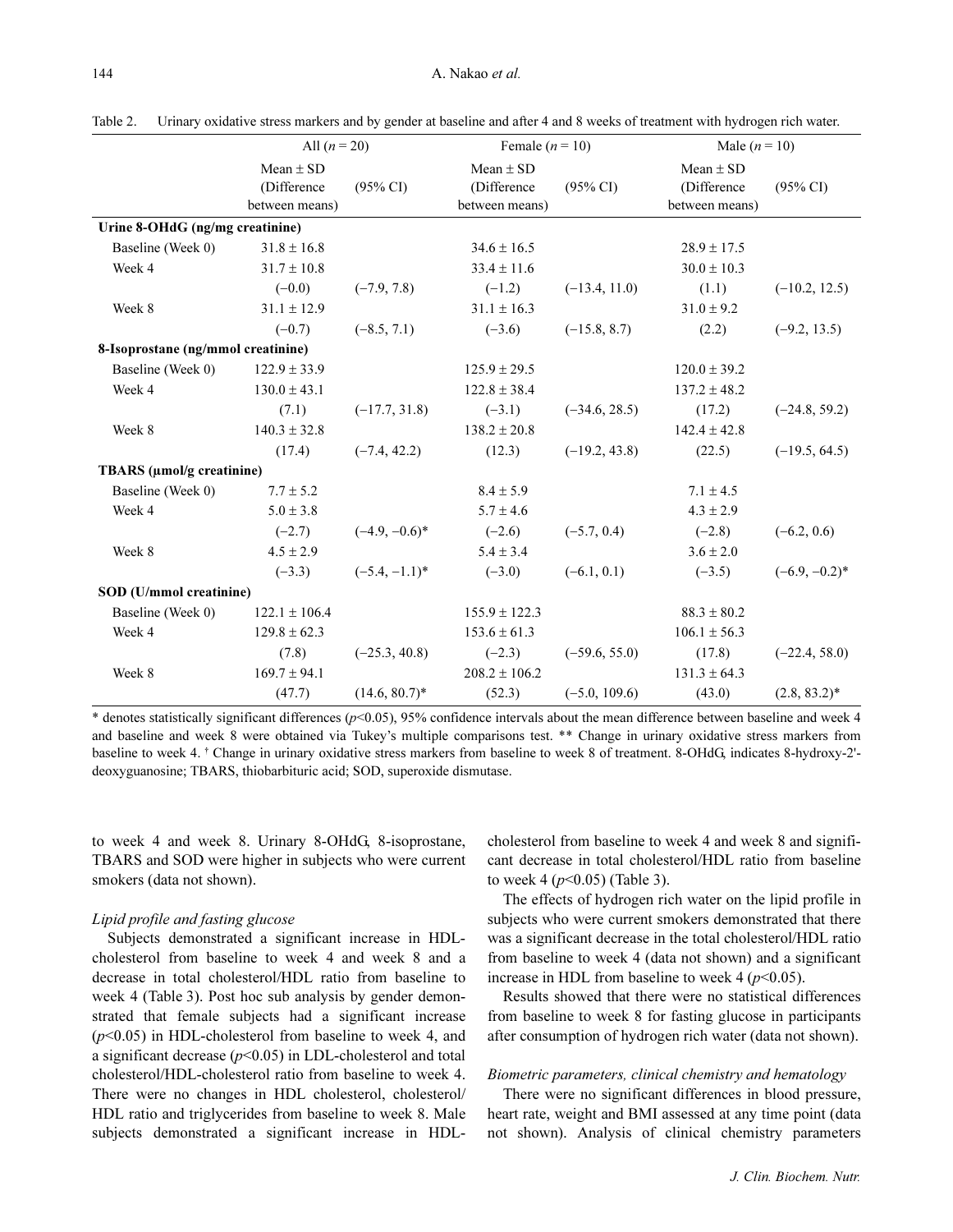Table 2. Urinary oxidative stress markers and by gender at baseline and after 4 and 8 weeks of treatment with hydrogen rich water.

| | All ($n$ = 20) | | Female ($n$ = 10) | | Male ($n$ = 10) | |
|---|---|---|---|---|---|---|
| | Mean ± SD (Difference between means) | (95% CI) | Mean ± SD (Difference between means) | (95% CI) | Mean ± SD (Difference between means) | (95% CI) |
| **Urine 8-OHdG (ng/mg creatinine)** | | | | | | |
| Baseline (Week 0) | 31.8 ± 16.8 | | 34.6 ± 16.5 | | 28.9 ± 17.5 | |
| Week 4 | 31.7 ± 10.8 | | 33.4 ± 11.6 | | 30.0 ± 10.3 | |
| | (−0.0) | (−7.9, 7.8) | (−1.2) | (−13.4, 11.0) | (1.1) | (−10.2, 12.5) |
| Week 8 | 31.1 ± 12.9 | | 31.1 ± 16.3 | | 31.0 ± 9.2 | |
| | (−0.7) | (−8.5, 7.1) | (−3.6) | (−15.8, 8.7) | (2.2) | (−9.2, 13.5) |
| **8-Isoprostane (ng/mmol creatinine)** | | | | | | |
| Baseline (Week 0) | 122.9 ± 33.9 | | 125.9 ± 29.5 | | 120.0 ± 39.2 | |
| Week 4 | 130.0 ± 43.1 | | 122.8 ± 38.4 | | 137.2 ± 48.2 | |
| | (7.1) | (−17.7, 31.8) | (−3.1) | (−34.6, 28.5) | (17.2) | (−24.8, 59.2) |
| Week 8 | 140.3 ± 32.8 | | 138.2 ± 20.8 | | 142.4 ± 42.8 | |
| | (17.4) | (−7.4, 42.2) | (12.3) | (−19.2, 43.8) | (22.5) | (−19.5, 64.5) |
| **TBARS (μmol/g creatinine)** | | | | | | |
| Baseline (Week 0) | 7.7 ± 5.2 | | 8.4 ± 5.9 | | 7.1 ± 4.5 | |
| Week 4 | 5.0 ± 3.8 | | 5.7 ± 4.6 | | 4.3 ± 2.9 | |
| | (−2.7) | (−4.9, −0.6)* | (−2.6) | (−5.7, 0.4) | (−2.8) | (−6.2, 0.6) |
| Week 8 | 4.5 ± 2.9 | | 5.4 ± 3.4 | | 3.6 ± 2.0 | |
| | (−3.3) | (−5.4, −1.1)* | (−3.0) | (−6.1, 0.1) | (−3.5) | (−6.9, −0.2)* |
| **SOD (U/mmol creatinine)** | | | | | | |
| Baseline (Week 0) | 122.1 ± 106.4 | | 155.9 ± 122.3 | | 88.3 ± 80.2 | |
| Week 4 | 129.8 ± 62.3 | | 153.6 ± 61.3 | | 106.1 ± 56.3 | |
| | (7.8) | (−25.3, 40.8) | (−2.3) | (−59.6, 55.0) | (17.8) | (−22.4, 58.0) |
| Week 8 | 169.7 ± 94.1 | | 208.2 ± 106.2 | | 131.3 ± 64.3 | |
| | (47.7) | (14.6, 80.7)* | (52.3) | (−5.0, 109.6) | (43.0) | (2.8, 83.2)* |

* denotes statistically significant differences ($p$<0.05), 95% confidence intervals about the mean difference between baseline and week 4 and baseline and week 8 were obtained via Tukey's multiple comparisons test. ** Change in urinary oxidative stress markers from baseline to week 4. † Change in urinary oxidative stress markers from baseline to week 8 of treatment. 8-OHdG, indicates 8-hydroxy-2'-deoxyguanosine; TBARS, thiobarbituric acid; SOD, superoxide dismutase.

to week 4 and week 8. Urinary 8-OHdG, 8-isoprostane, TBARS and SOD were higher in subjects who were current smokers (data not shown).

### *Lipid profile and fasting glucose*

Subjects demonstrated a significant increase in HDL-cholesterol from baseline to week 4 and week 8 and a decrease in total cholesterol/HDL ratio from baseline to week 4 (Table 3). Post hoc sub analysis by gender demonstrated that female subjects had a significant increase ($p$<0.05) in HDL-cholesterol from baseline to week 4, and a significant decrease ($p$<0.05) in LDL-cholesterol and total cholesterol/HDL-cholesterol ratio from baseline to week 4. There were no changes in HDL cholesterol, cholesterol/HDL ratio and triglycerides from baseline to week 8. Male subjects demonstrated a significant increase in HDL-cholesterol from baseline to week 4 and week 8 and significant decrease in total cholesterol/HDL ratio from baseline to week 4 ($p$<0.05) (Table 3).

The effects of hydrogen rich water on the lipid profile in subjects who were current smokers demonstrated that there was a significant decrease in the total cholesterol/HDL ratio from baseline to week 4 (data not shown) and a significant increase in HDL from baseline to week 4 ($p$<0.05).

Results showed that there were no statistical differences from baseline to week 8 for fasting glucose in participants after consumption of hydrogen rich water (data not shown).

### *Biometric parameters, clinical chemistry and hematology*

There were no significant differences in blood pressure, heart rate, weight and BMI assessed at any time point (data not shown). Analysis of clinical chemistry parameters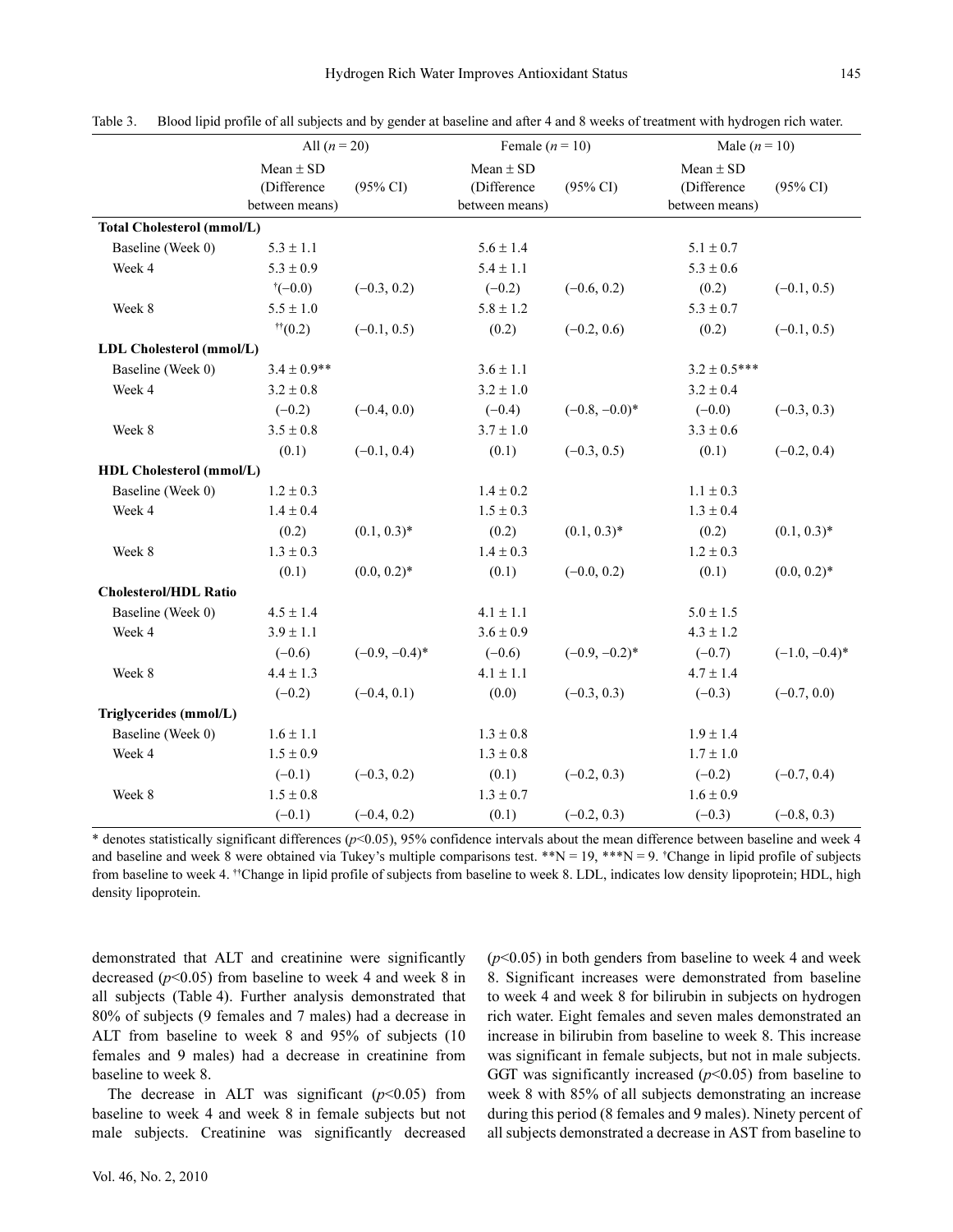Table 3. Blood lipid profile of all subjects and by gender at baseline and after 4 and 8 weeks of treatment with hydrogen rich water.

| | All ($n$ = 20) | | Female ($n$ = 10) | | Male ($n$ = 10) | |
|---|---|---|---|---|---|---|
| | Mean ± SD (Difference between means) | (95% CI) | Mean ± SD (Difference between means) | (95% CI) | Mean ± SD (Difference between means) | (95% CI) |
| **Total Cholesterol (mmol/L)** | | | | | | |
| Baseline (Week 0) | 5.3 ± 1.1 | | 5.6 ± 1.4 | | 5.1 ± 0.7 | |
| Week 4 | 5.3 ± 0.9 | | 5.4 ± 1.1 | | 5.3 ± 0.6 | |
| | †(−0.0) | (−0.3, 0.2) | (−0.2) | (−0.6, 0.2) | (0.2) | (−0.1, 0.5) |
| Week 8 | 5.5 ± 1.0 | | 5.8 ± 1.2 | | 5.3 ± 0.7 | |
| | ††(0.2) | (−0.1, 0.5) | (0.2) | (−0.2, 0.6) | (0.2) | (−0.1, 0.5) |
| **LDL Cholesterol (mmol/L)** | | | | | | |
| Baseline (Week 0) | 3.4 ± 0.9** | | 3.6 ± 1.1 | | 3.2 ± 0.5*** | |
| Week 4 | 3.2 ± 0.8 | | 3.2 ± 1.0 | | 3.2 ± 0.4 | |
| | (−0.2) | (−0.4, 0.0) | (−0.4) | (−0.8, −0.0)* | (−0.0) | (−0.3, 0.3) |
| Week 8 | 3.5 ± 0.8 | | 3.7 ± 1.0 | | 3.3 ± 0.6 | |
| | (0.1) | (−0.1, 0.4) | (0.1) | (−0.3, 0.5) | (0.1) | (−0.2, 0.4) |
| **HDL Cholesterol (mmol/L)** | | | | | | |
| Baseline (Week 0) | 1.2 ± 0.3 | | 1.4 ± 0.2 | | 1.1 ± 0.3 | |
| Week 4 | 1.4 ± 0.4 | | 1.5 ± 0.3 | | 1.3 ± 0.4 | |
| | (0.2) | (0.1, 0.3)* | (0.2) | (0.1, 0.3)* | (0.2) | (0.1, 0.3)* |
| Week 8 | 1.3 ± 0.3 | | 1.4 ± 0.3 | | 1.2 ± 0.3 | |
| | (0.1) | (0.0, 0.2)* | (0.1) | (−0.0, 0.2) | (0.1) | (0.0, 0.2)* |
| **Cholesterol/HDL Ratio** | | | | | | |
| Baseline (Week 0) | 4.5 ± 1.4 | | 4.1 ± 1.1 | | 5.0 ± 1.5 | |
| Week 4 | 3.9 ± 1.1 | | 3.6 ± 0.9 | | 4.3 ± 1.2 | |
| | (−0.6) | (−0.9, −0.4)* | (−0.6) | (−0.9, −0.2)* | (−0.7) | (−1.0, −0.4)* |
| Week 8 | 4.4 ± 1.3 | | 4.1 ± 1.1 | | 4.7 ± 1.4 | |
| | (−0.2) | (−0.4, 0.1) | (0.0) | (−0.3, 0.3) | (−0.3) | (−0.7, 0.0) |
| **Triglycerides (mmol/L)** | | | | | | |
| Baseline (Week 0) | 1.6 ± 1.1 | | 1.3 ± 0.8 | | 1.9 ± 1.4 | |
| Week 4 | 1.5 ± 0.9 | | 1.3 ± 0.8 | | 1.7 ± 1.0 | |
| | (−0.1) | (−0.3, 0.2) | (0.1) | (−0.2, 0.3) | (−0.2) | (−0.7, 0.4) |
| Week 8 | 1.5 ± 0.8 | | 1.3 ± 0.7 | | 1.6 ± 0.9 | |
| | (−0.1) | (−0.4, 0.2) | (0.1) | (−0.2, 0.3) | (−0.3) | (−0.8, 0.3) |

* denotes statistically significant differences ($p$<0.05), 95% confidence intervals about the mean difference between baseline and week 4 and baseline and week 8 were obtained via Tukey's multiple comparisons test. **N = 19, ***N = 9. †Change in lipid profile of subjects from baseline to week 4. ††Change in lipid profile of subjects from baseline to week 8. LDL, indicates low density lipoprotein; HDL, high density lipoprotein.

demonstrated that ALT and creatinine were significantly decreased ($p$<0.05) from baseline to week 4 and week 8 in all subjects (Table 4). Further analysis demonstrated that 80% of subjects (9 females and 7 males) had a decrease in ALT from baseline to week 8 and 95% of subjects (10 females and 9 males) had a decrease in creatinine from baseline to week 8.

The decrease in ALT was significant ($p$<0.05) from baseline to week 4 and week 8 in female subjects but not male subjects. Creatinine was significantly decreased ($p$<0.05) in both genders from baseline to week 4 and week 8. Significant increases were demonstrated from baseline to week 4 and week 8 for bilirubin in subjects on hydrogen rich water. Eight females and seven males demonstrated an increase in bilirubin from baseline to week 8. This increase was significant in female subjects, but not in male subjects. GGT was significantly increased ($p$<0.05) from baseline to week 8 with 85% of all subjects demonstrating an increase during this period (8 females and 9 males). Ninety percent of all subjects demonstrated a decrease in AST from baseline to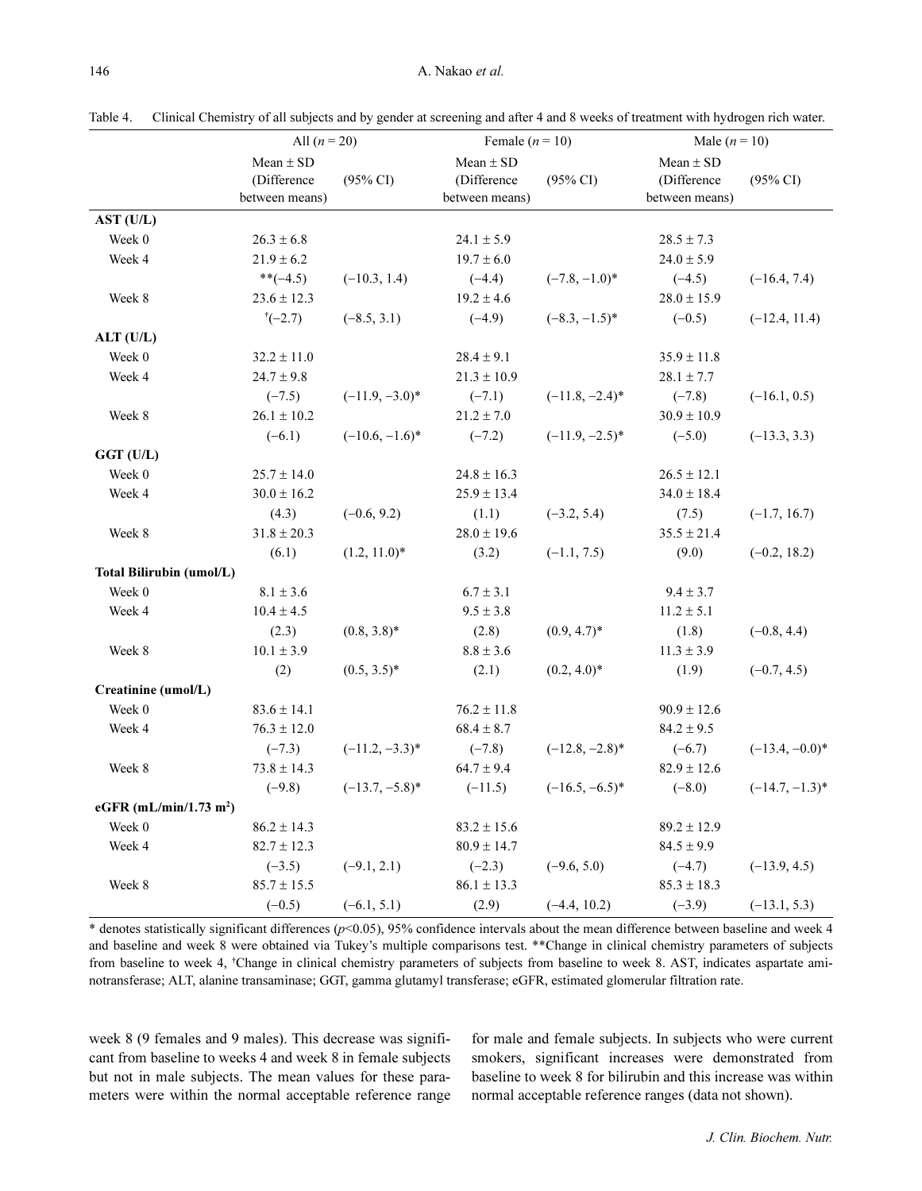Table 4. Clinical Chemistry of all subjects and by gender at screening and after 4 and 8 weeks of treatment with hydrogen rich water.

| | All ($n = 20$) | | Female ($n = 10$) | | Male ($n = 10$) | |
|---|---|---|---|---|---|---|
| | Mean ± SD (Difference between means) | (95% CI) | Mean ± SD (Difference between means) | (95% CI) | Mean ± SD (Difference between means) | (95% CI) |
| **AST (U/L)** | | | | | | |
| Week 0 | 26.3 ± 6.8 | | 24.1 ± 5.9 | | 28.5 ± 7.3 | |
| Week 4 | 21.9 ± 6.2 | | 19.7 ± 6.0 | | 24.0 ± 5.9 | |
| | **(−4.5) | (−10.3, 1.4) | (−4.4) | (−7.8, −1.0)* | (−4.5) | (−16.4, 7.4) |
| Week 8 | 23.6 ± 12.3 | | 19.2 ± 4.6 | | 28.0 ± 15.9 | |
| | †(−2.7) | (−8.5, 3.1) | (−4.9) | (−8.3, −1.5)* | (−0.5) | (−12.4, 11.4) |
| **ALT (U/L)** | | | | | | |
| Week 0 | 32.2 ± 11.0 | | 28.4 ± 9.1 | | 35.9 ± 11.8 | |
| Week 4 | 24.7 ± 9.8 | | 21.3 ± 10.9 | | 28.1 ± 7.7 | |
| | (−7.5) | (−11.9, −3.0)* | (−7.1) | (−11.8, −2.4)* | (−7.8) | (−16.1, 0.5) |
| Week 8 | 26.1 ± 10.2 | | 21.2 ± 7.0 | | 30.9 ± 10.9 | |
| | (−6.1) | (−10.6, −1.6)* | (−7.2) | (−11.9, −2.5)* | (−5.0) | (−13.3, 3.3) |
| **GGT (U/L)** | | | | | | |
| Week 0 | 25.7 ± 14.0 | | 24.8 ± 16.3 | | 26.5 ± 12.1 | |
| Week 4 | 30.0 ± 16.2 | | 25.9 ± 13.4 | | 34.0 ± 18.4 | |
| | (4.3) | (−0.6, 9.2) | (1.1) | (−3.2, 5.4) | (7.5) | (−1.7, 16.7) |
| Week 8 | 31.8 ± 20.3 | | 28.0 ± 19.6 | | 35.5 ± 21.4 | |
| | (6.1) | (1.2, 11.0)* | (3.2) | (−1.1, 7.5) | (9.0) | (−0.2, 18.2) |
| **Total Bilirubin (umol/L)** | | | | | | |
| Week 0 | 8.1 ± 3.6 | | 6.7 ± 3.1 | | 9.4 ± 3.7 | |
| Week 4 | 10.4 ± 4.5 | | 9.5 ± 3.8 | | 11.2 ± 5.1 | |
| | (2.3) | (0.8, 3.8)* | (2.8) | (0.9, 4.7)* | (1.8) | (−0.8, 4.4) |
| Week 8 | 10.1 ± 3.9 | | 8.8 ± 3.6 | | 11.3 ± 3.9 | |
| | (2) | (0.5, 3.5)* | (2.1) | (0.2, 4.0)* | (1.9) | (−0.7, 4.5) |
| **Creatinine (umol/L)** | | | | | | |
| Week 0 | 83.6 ± 14.1 | | 76.2 ± 11.8 | | 90.9 ± 12.6 | |
| Week 4 | 76.3 ± 12.0 | | 68.4 ± 8.7 | | 84.2 ± 9.5 | |
| | (−7.3) | (−11.2, −3.3)* | (−7.8) | (−12.8, −2.8)* | (−6.7) | (−13.4, −0.0)* |
| Week 8 | 73.8 ± 14.3 | | 64.7 ± 9.4 | | 82.9 ± 12.6 | |
| | (−9.8) | (−13.7, −5.8)* | (−11.5) | (−16.5, −6.5)* | (−8.0) | (−14.7, −1.3)* |
| **eGFR (mL/min/1.73 m²)** | | | | | | |
| Week 0 | 86.2 ± 14.3 | | 83.2 ± 15.6 | | 89.2 ± 12.9 | |
| Week 4 | 82.7 ± 12.3 | | 80.9 ± 14.7 | | 84.5 ± 9.9 | |
| | (−3.5) | (−9.1, 2.1) | (−2.3) | (−9.6, 5.0) | (−4.7) | (−13.9, 4.5) |
| Week 8 | 85.7 ± 15.5 | | 86.1 ± 13.3 | | 85.3 ± 18.3 | |
| | (−0.5) | (−6.1, 5.1) | (2.9) | (−4.4, 10.2) | (−3.9) | (−13.1, 5.3) |

* denotes statistically significant differences ($p<0.05$), 95% confidence intervals about the mean difference between baseline and week 4 and baseline and week 8 were obtained via Tukey's multiple comparisons test. **Change in clinical chemistry parameters of subjects from baseline to week 4, †Change in clinical chemistry parameters of subjects from baseline to week 8. AST, indicates aspartate aminotransferase; ALT, alanine transaminase; GGT, gamma glutamyl transferase; eGFR, estimated glomerular filtration rate.

week 8 (9 females and 9 males). This decrease was significant from baseline to weeks 4 and week 8 in female subjects but not in male subjects. The mean values for these parameters were within the normal acceptable reference range for male and female subjects. In subjects who were current smokers, significant increases were demonstrated from baseline to week 8 for bilirubin and this increase was within normal acceptable reference ranges (data not shown).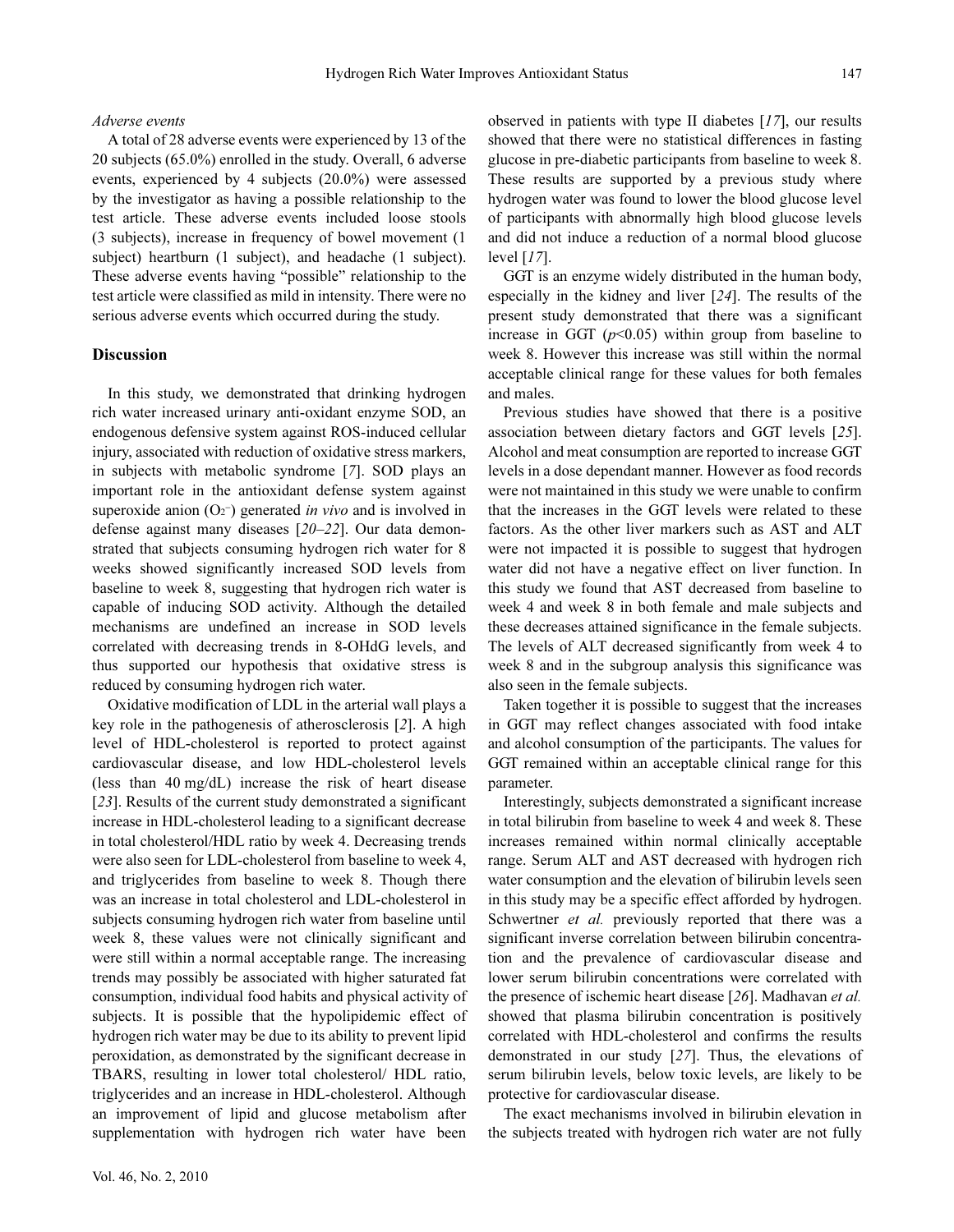*Adverse events*

A total of 28 adverse events were experienced by 13 of the 20 subjects (65.0%) enrolled in the study. Overall, 6 adverse events, experienced by 4 subjects (20.0%) were assessed by the investigator as having a possible relationship to the test article. These adverse events included loose stools (3 subjects), increase in frequency of bowel movement (1 subject) heartburn (1 subject), and headache (1 subject). These adverse events having "possible" relationship to the test article were classified as mild in intensity. There were no serious adverse events which occurred during the study.

## Discussion

In this study, we demonstrated that drinking hydrogen rich water increased urinary anti-oxidant enzyme SOD, an endogenous defensive system against ROS-induced cellular injury, associated with reduction of oxidative stress markers, in subjects with metabolic syndrome [*7*]. SOD plays an important role in the antioxidant defense system against superoxide anion ($O_2^-$) generated *in vivo* and is involved in defense against many diseases [*20–22*]. Our data demonstrated that subjects consuming hydrogen rich water for 8 weeks showed significantly increased SOD levels from baseline to week 8, suggesting that hydrogen rich water is capable of inducing SOD activity. Although the detailed mechanisms are undefined an increase in SOD levels correlated with decreasing trends in 8-OHdG levels, and thus supported our hypothesis that oxidative stress is reduced by consuming hydrogen rich water.

Oxidative modification of LDL in the arterial wall plays a key role in the pathogenesis of atherosclerosis [*2*]. A high level of HDL-cholesterol is reported to protect against cardiovascular disease, and low HDL-cholesterol levels (less than 40 mg/dL) increase the risk of heart disease [*23*]. Results of the current study demonstrated a significant increase in HDL-cholesterol leading to a significant decrease in total cholesterol/HDL ratio by week 4. Decreasing trends were also seen for LDL-cholesterol from baseline to week 4, and triglycerides from baseline to week 8. Though there was an increase in total cholesterol and LDL-cholesterol in subjects consuming hydrogen rich water from baseline until week 8, these values were not clinically significant and were still within a normal acceptable range. The increasing trends may possibly be associated with higher saturated fat consumption, individual food habits and physical activity of subjects. It is possible that the hypolipidemic effect of hydrogen rich water may be due to its ability to prevent lipid peroxidation, as demonstrated by the significant decrease in TBARS, resulting in lower total cholesterol/ HDL ratio, triglycerides and an increase in HDL-cholesterol. Although an improvement of lipid and glucose metabolism after supplementation with hydrogen rich water have been observed in patients with type II diabetes [*17*], our results showed that there were no statistical differences in fasting glucose in pre-diabetic participants from baseline to week 8. These results are supported by a previous study where hydrogen water was found to lower the blood glucose level of participants with abnormally high blood glucose levels and did not induce a reduction of a normal blood glucose level [*17*].

GGT is an enzyme widely distributed in the human body, especially in the kidney and liver [*24*]. The results of the present study demonstrated that there was a significant increase in GGT ($p<0.05$) within group from baseline to week 8. However this increase was still within the normal acceptable clinical range for these values for both females and males.

Previous studies have showed that there is a positive association between dietary factors and GGT levels [*25*]. Alcohol and meat consumption are reported to increase GGT levels in a dose dependant manner. However as food records were not maintained in this study we were unable to confirm that the increases in the GGT levels were related to these factors. As the other liver markers such as AST and ALT were not impacted it is possible to suggest that hydrogen water did not have a negative effect on liver function. In this study we found that AST decreased from baseline to week 4 and week 8 in both female and male subjects and these decreases attained significance in the female subjects. The levels of ALT decreased significantly from week 4 to week 8 and in the subgroup analysis this significance was also seen in the female subjects.

Taken together it is possible to suggest that the increases in GGT may reflect changes associated with food intake and alcohol consumption of the participants. The values for GGT remained within an acceptable clinical range for this parameter.

Interestingly, subjects demonstrated a significant increase in total bilirubin from baseline to week 4 and week 8. These increases remained within normal clinically acceptable range. Serum ALT and AST decreased with hydrogen rich water consumption and the elevation of bilirubin levels seen in this study may be a specific effect afforded by hydrogen. Schwertner *et al.* previously reported that there was a significant inverse correlation between bilirubin concentration and the prevalence of cardiovascular disease and lower serum bilirubin concentrations were correlated with the presence of ischemic heart disease [*26*]. Madhavan *et al.* showed that plasma bilirubin concentration is positively correlated with HDL-cholesterol and confirms the results demonstrated in our study [*27*]. Thus, the elevations of serum bilirubin levels, below toxic levels, are likely to be protective for cardiovascular disease.

The exact mechanisms involved in bilirubin elevation in the subjects treated with hydrogen rich water are not fully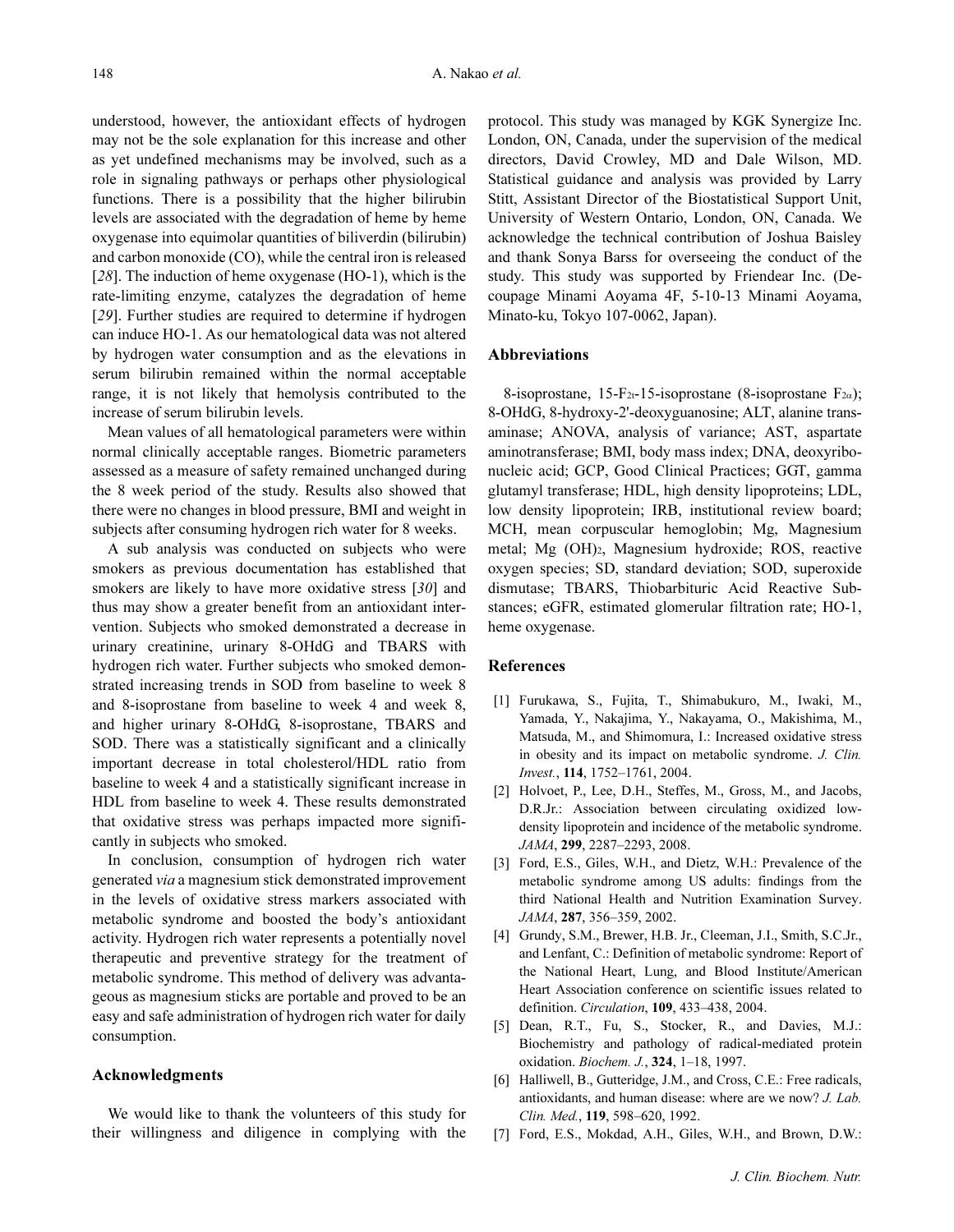understood, however, the antioxidant effects of hydrogen may not be the sole explanation for this increase and other as yet undefined mechanisms may be involved, such as a role in signaling pathways or perhaps other physiological functions. There is a possibility that the higher bilirubin levels are associated with the degradation of heme by heme oxygenase into equimolar quantities of biliverdin (bilirubin) and carbon monoxide (CO), while the central iron is released [28]. The induction of heme oxygenase (HO-1), which is the rate-limiting enzyme, catalyzes the degradation of heme [29]. Further studies are required to determine if hydrogen can induce HO-1. As our hematological data was not altered by hydrogen water consumption and as the elevations in serum bilirubin remained within the normal acceptable range, it is not likely that hemolysis contributed to the increase of serum bilirubin levels.

Mean values of all hematological parameters were within normal clinically acceptable ranges. Biometric parameters assessed as a measure of safety remained unchanged during the 8 week period of the study. Results also showed that there were no changes in blood pressure, BMI and weight in subjects after consuming hydrogen rich water for 8 weeks.

A sub analysis was conducted on subjects who were smokers as previous documentation has established that smokers are likely to have more oxidative stress [30] and thus may show a greater benefit from an antioxidant intervention. Subjects who smoked demonstrated a decrease in urinary creatinine, urinary 8-OHdG and TBARS with hydrogen rich water. Further subjects who smoked demonstrated increasing trends in SOD from baseline to week 8 and 8-isoprostane from baseline to week 4 and week 8, and higher urinary 8-OHdG, 8-isoprostane, TBARS and SOD. There was a statistically significant and a clinically important decrease in total cholesterol/HDL ratio from baseline to week 4 and a statistically significant increase in HDL from baseline to week 4. These results demonstrated that oxidative stress was perhaps impacted more significantly in subjects who smoked.

In conclusion, consumption of hydrogen rich water generated *via* a magnesium stick demonstrated improvement in the levels of oxidative stress markers associated with metabolic syndrome and boosted the body's antioxidant activity. Hydrogen rich water represents a potentially novel therapeutic and preventive strategy for the treatment of metabolic syndrome. This method of delivery was advantageous as magnesium sticks are portable and proved to be an easy and safe administration of hydrogen rich water for daily consumption.

## Acknowledgments

We would like to thank the volunteers of this study for their willingness and diligence in complying with the protocol. This study was managed by KGK Synergize Inc. London, ON, Canada, under the supervision of the medical directors, David Crowley, MD and Dale Wilson, MD. Statistical guidance and analysis was provided by Larry Stitt, Assistant Director of the Biostatistical Support Unit, University of Western Ontario, London, ON, Canada. We acknowledge the technical contribution of Joshua Baisley and thank Sonya Barss for overseeing the conduct of the study. This study was supported by Friendear Inc. (Decoupage Minami Aoyama 4F, 5-10-13 Minami Aoyama, Minato-ku, Tokyo 107-0062, Japan).

## Abbreviations

8-isoprostane, 15-$F_{2t}$-15-isoprostane (8-isoprostane $F_{2\alpha}$); 8-OHdG, 8-hydroxy-2'-deoxyguanosine; ALT, alanine transaminase; ANOVA, analysis of variance; AST, aspartate aminotransferase; BMI, body mass index; DNA, deoxyribonucleic acid; GCP, Good Clinical Practices; GGT, gamma glutamyl transferase; HDL, high density lipoproteins; LDL, low density lipoprotein; IRB, institutional review board; MCH, mean corpuscular hemoglobin; Mg, Magnesium metal; Mg $(OH)_2$, Magnesium hydroxide; ROS, reactive oxygen species; SD, standard deviation; SOD, superoxide dismutase; TBARS, Thiobarbituric Acid Reactive Substances; eGFR, estimated glomerular filtration rate; HO-1, heme oxygenase.

## References

[1] Furukawa, S., Fujita, T., Shimabukuro, M., Iwaki, M., Yamada, Y., Nakajima, Y., Nakayama, O., Makishima, M., Matsuda, M., and Shimomura, I.: Increased oxidative stress in obesity and its impact on metabolic syndrome. *J. Clin. Invest.*, **114**, 1752–1761, 2004.

[2] Holvoet, P., Lee, D.H., Steffes, M., Gross, M., and Jacobs, D.R.Jr.: Association between circulating oxidized low-density lipoprotein and incidence of the metabolic syndrome. *JAMA*, **299**, 2287–2293, 2008.

[3] Ford, E.S., Giles, W.H., and Dietz, W.H.: Prevalence of the metabolic syndrome among US adults: findings from the third National Health and Nutrition Examination Survey. *JAMA*, **287**, 356–359, 2002.

[4] Grundy, S.M., Brewer, H.B. Jr., Cleeman, J.I., Smith, S.C.Jr., and Lenfant, C.: Definition of metabolic syndrome: Report of the National Heart, Lung, and Blood Institute/American Heart Association conference on scientific issues related to definition. *Circulation*, **109**, 433–438, 2004.

[5] Dean, R.T., Fu, S., Stocker, R., and Davies, M.J.: Biochemistry and pathology of radical-mediated protein oxidation. *Biochem. J.*, **324**, 1–18, 1997.

[6] Halliwell, B., Gutteridge, J.M., and Cross, C.E.: Free radicals, antioxidants, and human disease: where are we now? *J. Lab. Clin. Med.*, **119**, 598–620, 1992.

[7] Ford, E.S., Mokdad, A.H., Giles, W.H., and Brown, D.W.: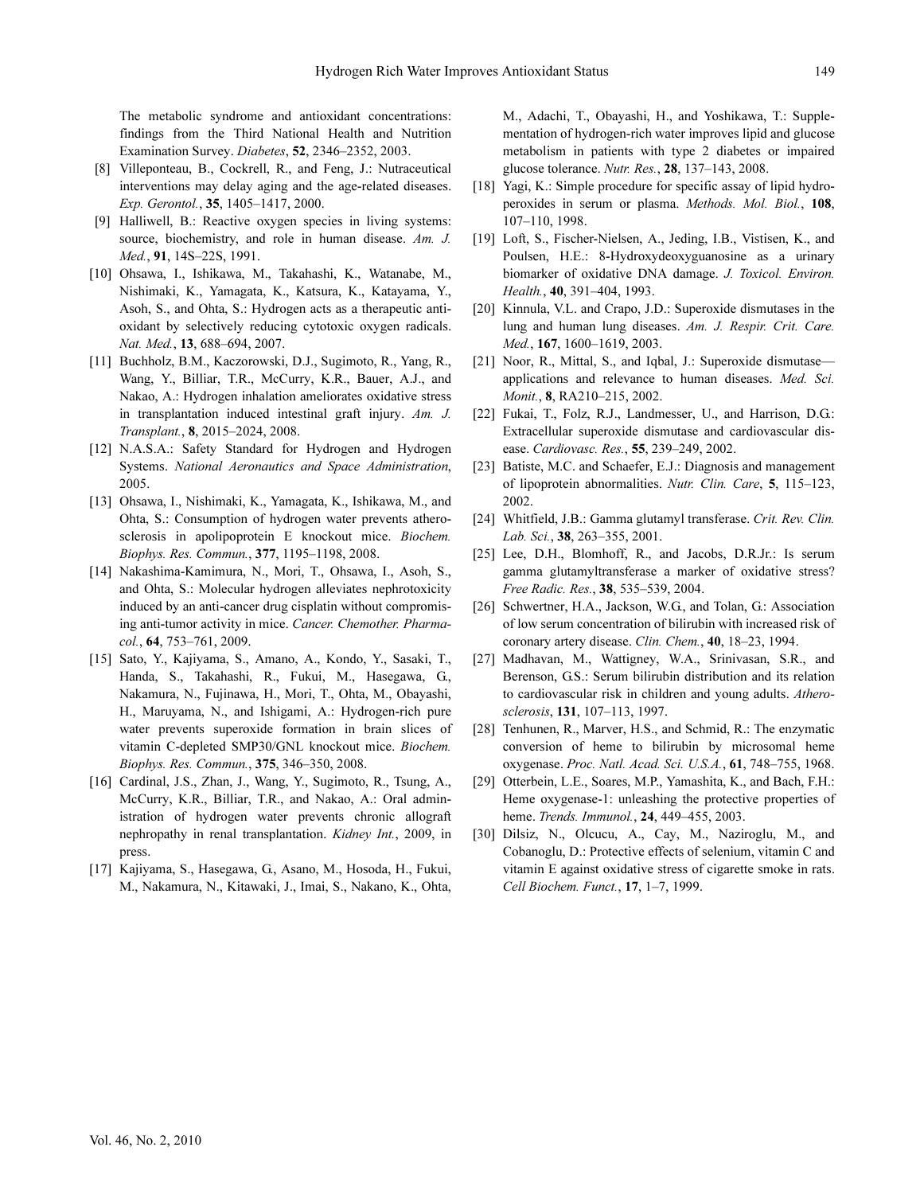The metabolic syndrome and antioxidant concentrations: findings from the Third National Health and Nutrition Examination Survey. *Diabetes*, **52**, 2346–2352, 2003.

[8] Villeponteau, B., Cockrell, R., and Feng, J.: Nutraceutical interventions may delay aging and the age-related diseases. *Exp. Gerontol.*, **35**, 1405–1417, 2000.

[9] Halliwell, B.: Reactive oxygen species in living systems: source, biochemistry, and role in human disease. *Am. J. Med.*, **91**, 14S–22S, 1991.

[10] Ohsawa, I., Ishikawa, M., Takahashi, K., Watanabe, M., Nishimaki, K., Yamagata, K., Katsura, K., Katayama, Y., Asoh, S., and Ohta, S.: Hydrogen acts as a therapeutic antioxidant by selectively reducing cytotoxic oxygen radicals. *Nat. Med.*, **13**, 688–694, 2007.

[11] Buchholz, B.M., Kaczorowski, D.J., Sugimoto, R., Yang, R., Wang, Y., Billiar, T.R., McCurry, K.R., Bauer, A.J., and Nakao, A.: Hydrogen inhalation ameliorates oxidative stress in transplantation induced intestinal graft injury. *Am. J. Transplant.*, **8**, 2015–2024, 2008.

[12] N.A.S.A.: Safety Standard for Hydrogen and Hydrogen Systems. *National Aeronautics and Space Administration*, 2005.

[13] Ohsawa, I., Nishimaki, K., Yamagata, K., Ishikawa, M., and Ohta, S.: Consumption of hydrogen water prevents atherosclerosis in apolipoprotein E knockout mice. *Biochem. Biophys. Res. Commun.*, **377**, 1195–1198, 2008.

[14] Nakashima-Kamimura, N., Mori, T., Ohsawa, I., Asoh, S., and Ohta, S.: Molecular hydrogen alleviates nephrotoxicity induced by an anti-cancer drug cisplatin without compromising anti-tumor activity in mice. *Cancer. Chemother. Pharmacol.*, **64**, 753–761, 2009.

[15] Sato, Y., Kajiyama, S., Amano, A., Kondo, Y., Sasaki, T., Handa, S., Takahashi, R., Fukui, M., Hasegawa, G., Nakamura, N., Fujinawa, H., Mori, T., Ohta, M., Obayashi, H., Maruyama, N., and Ishigami, A.: Hydrogen-rich pure water prevents superoxide formation in brain slices of vitamin C-depleted SMP30/GNL knockout mice. *Biochem. Biophys. Res. Commun.*, **375**, 346–350, 2008.

[16] Cardinal, J.S., Zhan, J., Wang, Y., Sugimoto, R., Tsung, A., McCurry, K.R., Billiar, T.R., and Nakao, A.: Oral administration of hydrogen water prevents chronic allograft nephropathy in renal transplantation. *Kidney Int.*, 2009, in press.

[17] Kajiyama, S., Hasegawa, G., Asano, M., Hosoda, H., Fukui, M., Nakamura, N., Kitawaki, J., Imai, S., Nakano, K., Ohta, M., Adachi, T., Obayashi, H., and Yoshikawa, T.: Supplementation of hydrogen-rich water improves lipid and glucose metabolism in patients with type 2 diabetes or impaired glucose tolerance. *Nutr. Res.*, **28**, 137–143, 2008.

[18] Yagi, K.: Simple procedure for specific assay of lipid hydroperoxides in serum or plasma. *Methods. Mol. Biol.*, **108**, 107–110, 1998.

[19] Loft, S., Fischer-Nielsen, A., Jeding, I.B., Vistisen, K., and Poulsen, H.E.: 8-Hydroxydeoxyguanosine as a urinary biomarker of oxidative DNA damage. *J. Toxicol. Environ. Health.*, **40**, 391–404, 1993.

[20] Kinnula, V.L. and Crapo, J.D.: Superoxide dismutases in the lung and human lung diseases. *Am. J. Respir. Crit. Care. Med.*, **167**, 1600–1619, 2003.

[21] Noor, R., Mittal, S., and Iqbal, J.: Superoxide dismutase—applications and relevance to human diseases. *Med. Sci. Monit.*, **8**, RA210–215, 2002.

[22] Fukai, T., Folz, R.J., Landmesser, U., and Harrison, D.G.: Extracellular superoxide dismutase and cardiovascular disease. *Cardiovasc. Res.*, **55**, 239–249, 2002.

[23] Batiste, M.C. and Schaefer, E.J.: Diagnosis and management of lipoprotein abnormalities. *Nutr. Clin. Care*, **5**, 115–123, 2002.

[24] Whitfield, J.B.: Gamma glutamyl transferase. *Crit. Rev. Clin. Lab. Sci.*, **38**, 263–355, 2001.

[25] Lee, D.H., Blomhoff, R., and Jacobs, D.R.Jr.: Is serum gamma glutamyltransferase a marker of oxidative stress? *Free Radic. Res.*, **38**, 535–539, 2004.

[26] Schwertner, H.A., Jackson, W.G., and Tolan, G.: Association of low serum concentration of bilirubin with increased risk of coronary artery disease. *Clin. Chem.*, **40**, 18–23, 1994.

[27] Madhavan, M., Wattigney, W.A., Srinivasan, S.R., and Berenson, G.S.: Serum bilirubin distribution and its relation to cardiovascular risk in children and young adults. *Atherosclerosis*, **131**, 107–113, 1997.

[28] Tenhunen, R., Marver, H.S., and Schmid, R.: The enzymatic conversion of heme to bilirubin by microsomal heme oxygenase. *Proc. Natl. Acad. Sci. U.S.A.*, **61**, 748–755, 1968.

[29] Otterbein, L.E., Soares, M.P., Yamashita, K., and Bach, F.H.: Heme oxygenase-1: unleashing the protective properties of heme. *Trends. Immunol.*, **24**, 449–455, 2003.

[30] Dilsiz, N., Olcucu, A., Cay, M., Naziroglu, M., and Cobanoglu, D.: Protective effects of selenium, vitamin C and vitamin E against oxidative stress of cigarette smoke in rats. *Cell Biochem. Funct.*, **17**, 1–7, 1999.